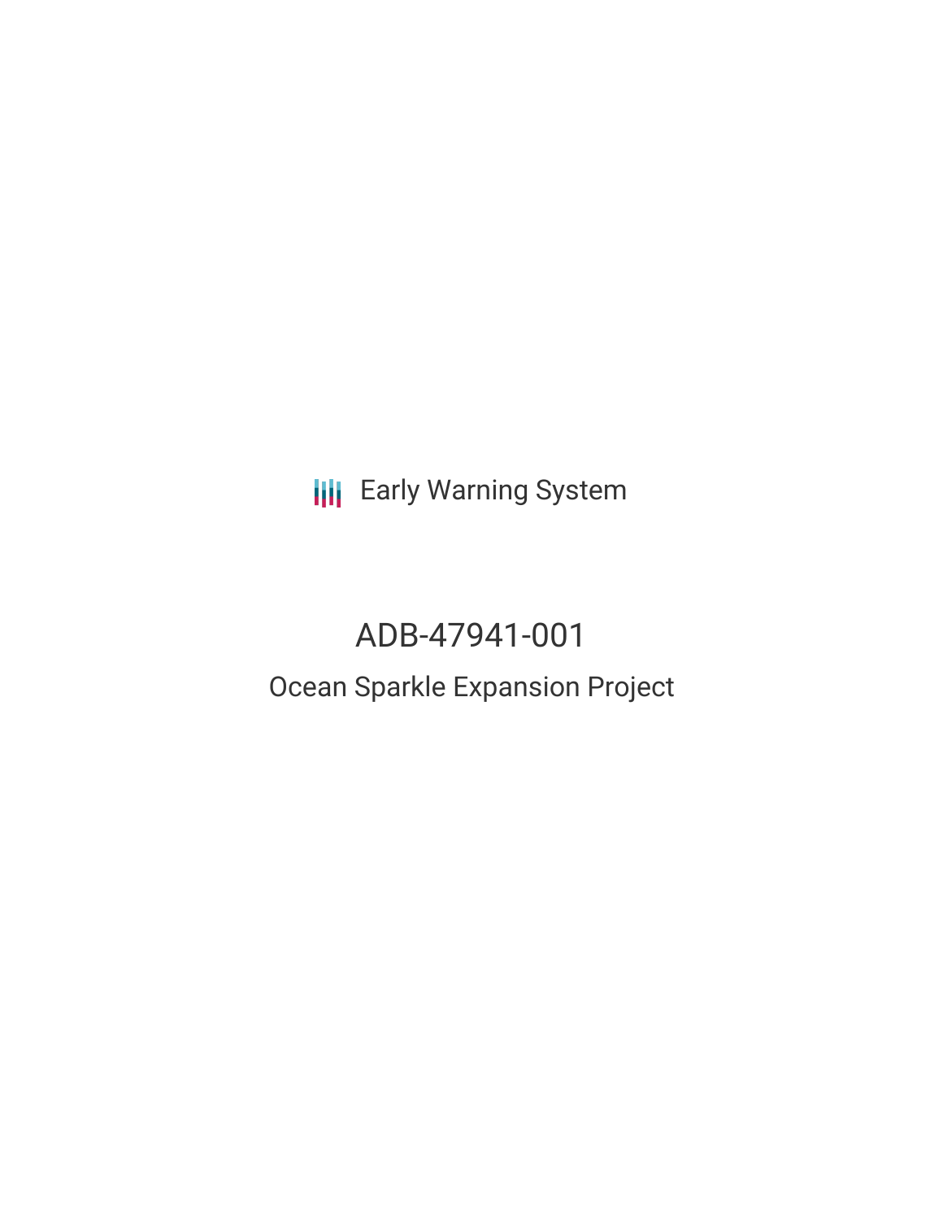Early Warning System

# ADB-47941-001

## Ocean Sparkle Expansion Project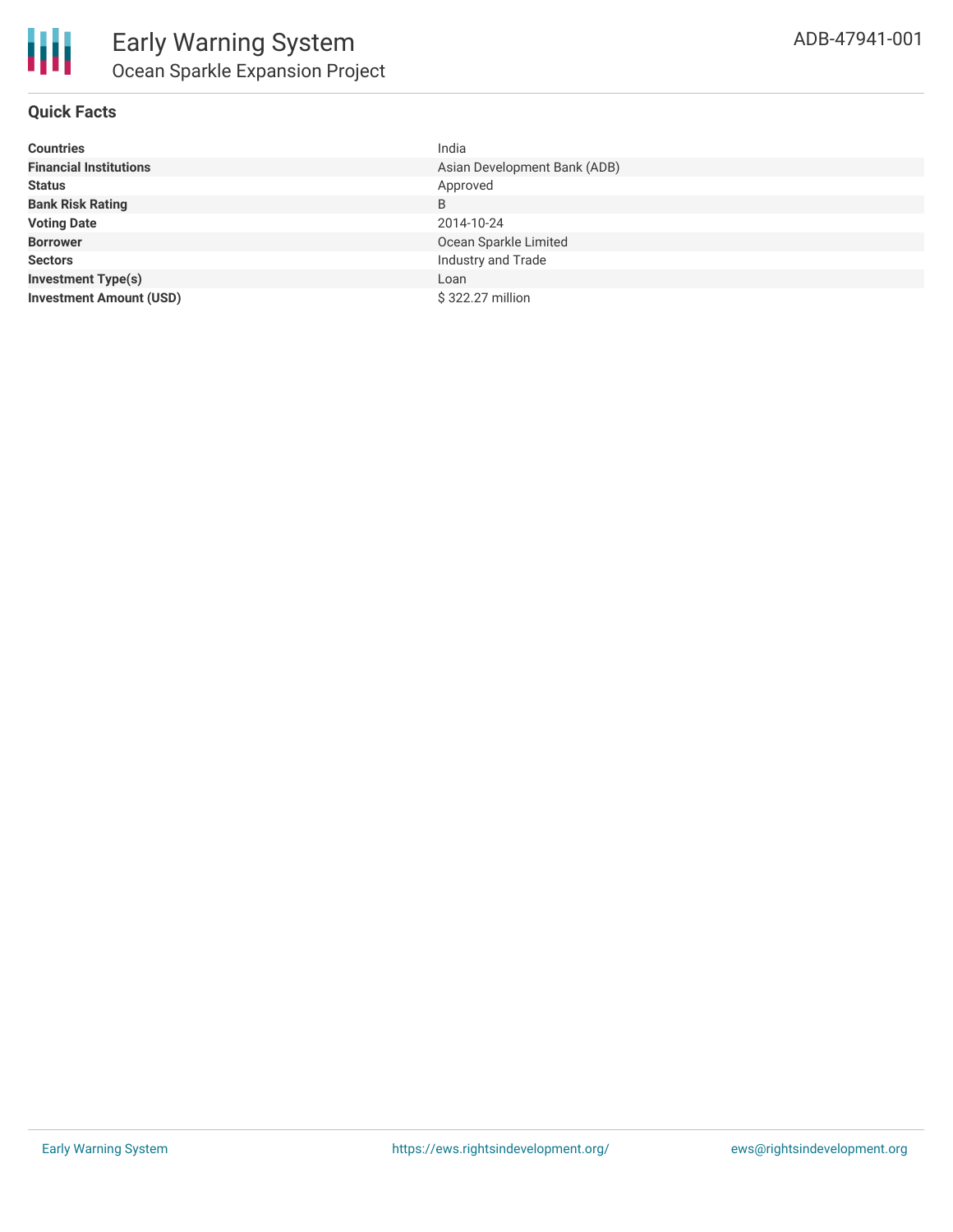# Early Warning System

## Ocean Sparkle Expansion Project

ADB-47941-001

### Quick Facts

| | |
|---|---|
| **Countries** | India |
| **Financial Institutions** | Asian Development Bank (ADB) |
| **Status** | Approved |
| **Bank Risk Rating** | B |
| **Voting Date** | 2014-10-24 |
| **Borrower** | Ocean Sparkle Limited |
| **Sectors** | Industry and Trade |
| **Investment Type(s)** | Loan |
| **Investment Amount (USD)** | $ 322.27 million |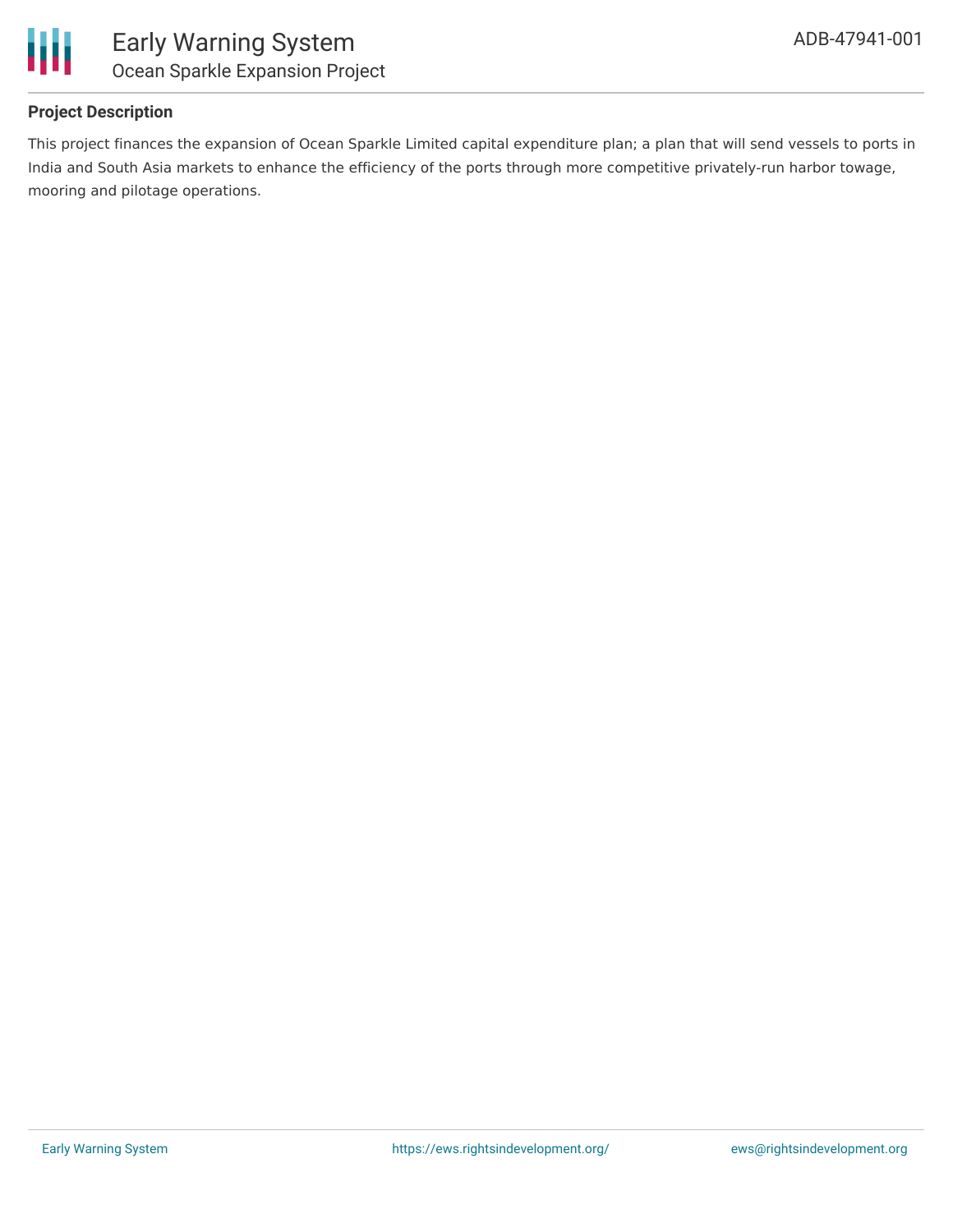### Project Description

This project finances the expansion of Ocean Sparkle Limited capital expenditure plan; a plan that will send vessels to ports in India and South Asia markets to enhance the efficiency of the ports through more competitive privately-run harbor towage, mooring and pilotage operations.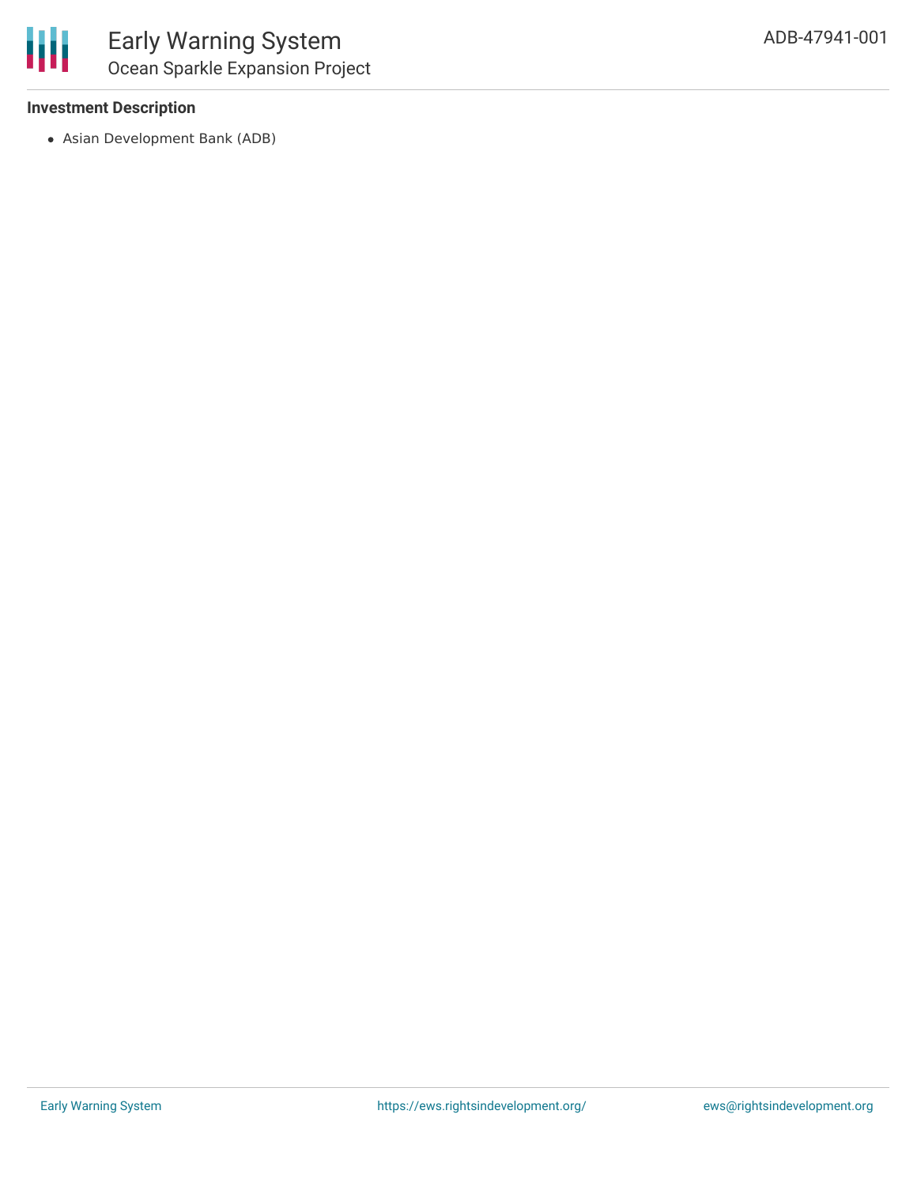**Investment Description**

- Asian Development Bank (ADB)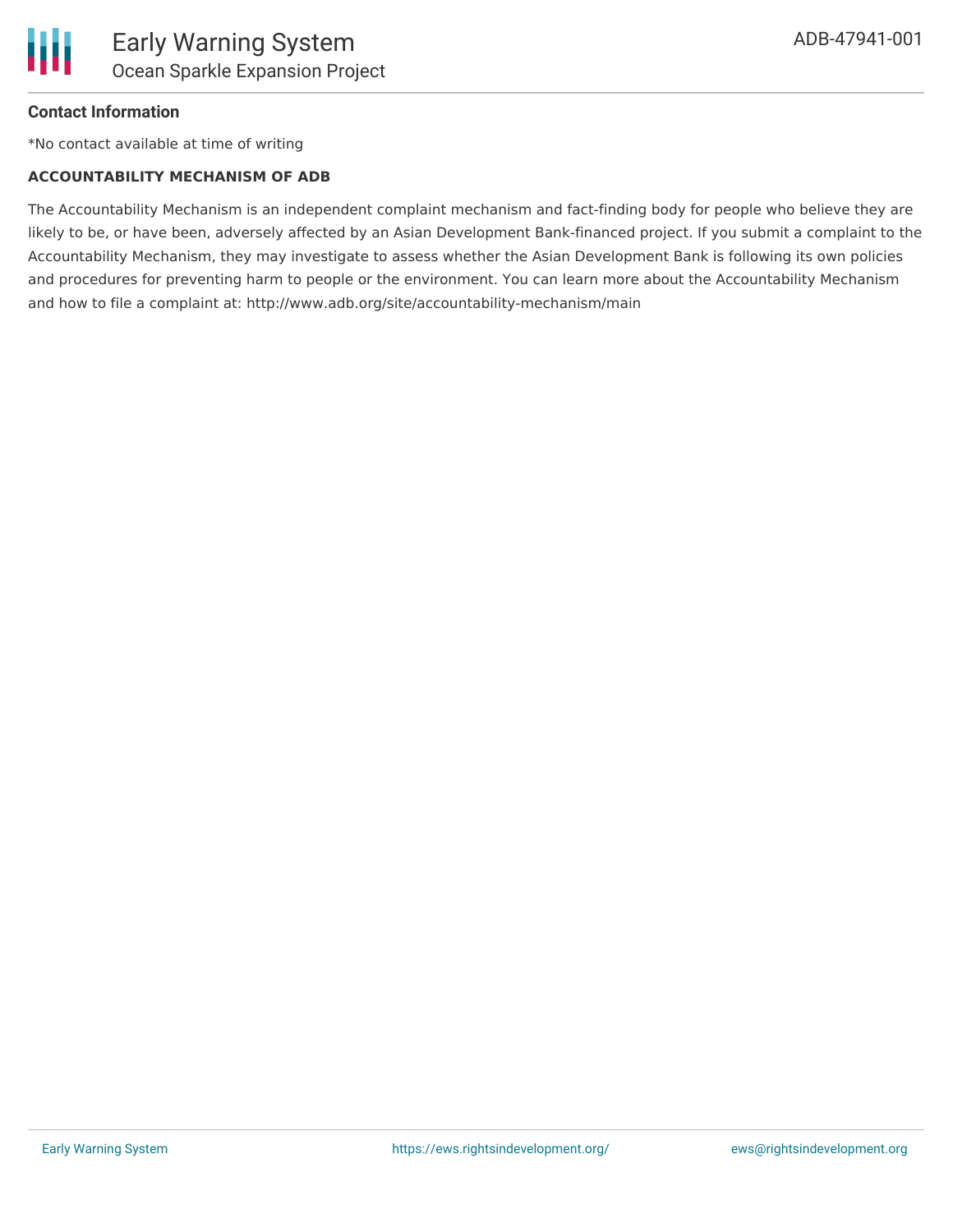### Contact Information

*No contact available at time of writing

**ACCOUNTABILITY MECHANISM OF ADB**

The Accountability Mechanism is an independent complaint mechanism and fact-finding body for people who believe they are likely to be, or have been, adversely affected by an Asian Development Bank-financed project. If you submit a complaint to the Accountability Mechanism, they may investigate to assess whether the Asian Development Bank is following its own policies and procedures for preventing harm to people or the environment. You can learn more about the Accountability Mechanism and how to file a complaint at: http://www.adb.org/site/accountability-mechanism/main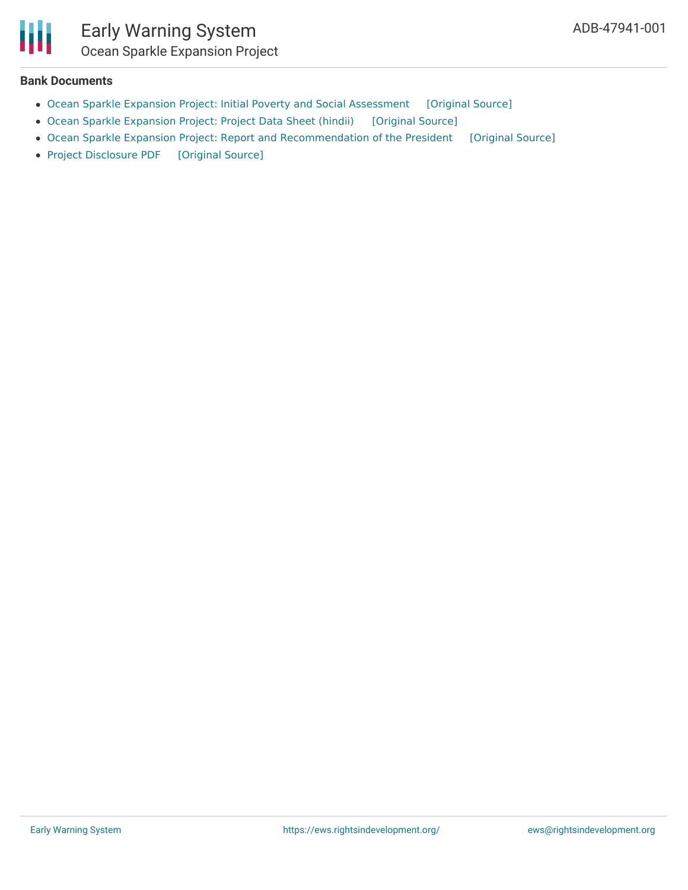### Bank Documents

- Ocean Sparkle Expansion Project: Initial Poverty and Social Assessment [Original Source]
- Ocean Sparkle Expansion Project: Project Data Sheet (hindii) [Original Source]
- Ocean Sparkle Expansion Project: Report and Recommendation of the President [Original Source]
- Project Disclosure PDF [Original Source]